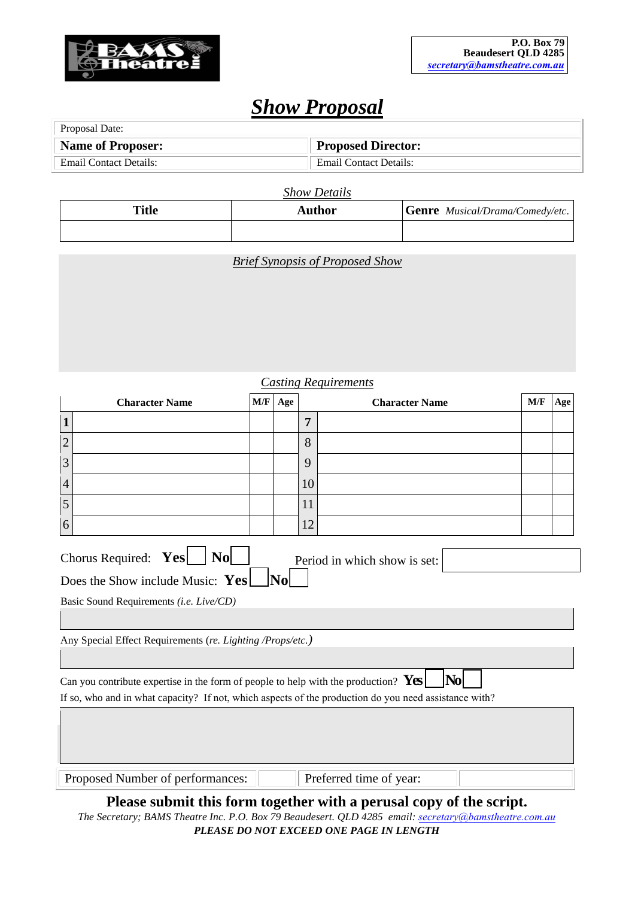**P.O. Box 79**
**Beaudesert QLD 4285**
*secretary@bamstheatre.com.au*

# *Show Proposal*

| Proposal Date: | |
|---|---|
| **Name of Proposer:** | **Proposed Director:** |
| Email Contact Details: | Email Contact Details: |

### *Show Details*

| Title | Author | Genre *Musical/Drama/Comedy/etc.* |
|---|---|---|
| | | |

### *Brief Synopsis of Proposed Show*

### *Casting Requirements*

| | Character Name | M/F | Age | | Character Name | M/F | Age |
|---|---|---|---|---|---|---|---|
| 1 | | | | 7 | | | |
| 2 | | | | 8 | | | |
| 3 | | | | 9 | | | |
| 4 | | | | 10 | | | |
| 5 | | | | 11 | | | |
| 6 | | | | 12 | | | |

Chorus Required: **Yes** ☐ **No** ☐ Period in which show is set:

Does the Show include Music: **Yes** ☐ **No** ☐

Basic Sound Requirements *(i.e. Live/CD)*

Any Special Effect Requirements (*re. Lighting /Props/etc.*)

Can you contribute expertise in the form of people to help with the production? **Yes** ☐ **No** ☐

If so, who and in what capacity? If not, which aspects of the production do you need assistance with?

| Proposed Number of performances: | | Preferred time of year: | |
|---|---|---|---|

**Please submit this form together with a perusal copy of the script.**

*The Secretary; BAMS Theatre Inc. P.O. Box 79 Beaudesert. QLD 4285 email: secretary@bamstheatre.com.au*

***PLEASE DO NOT EXCEED ONE PAGE IN LENGTH***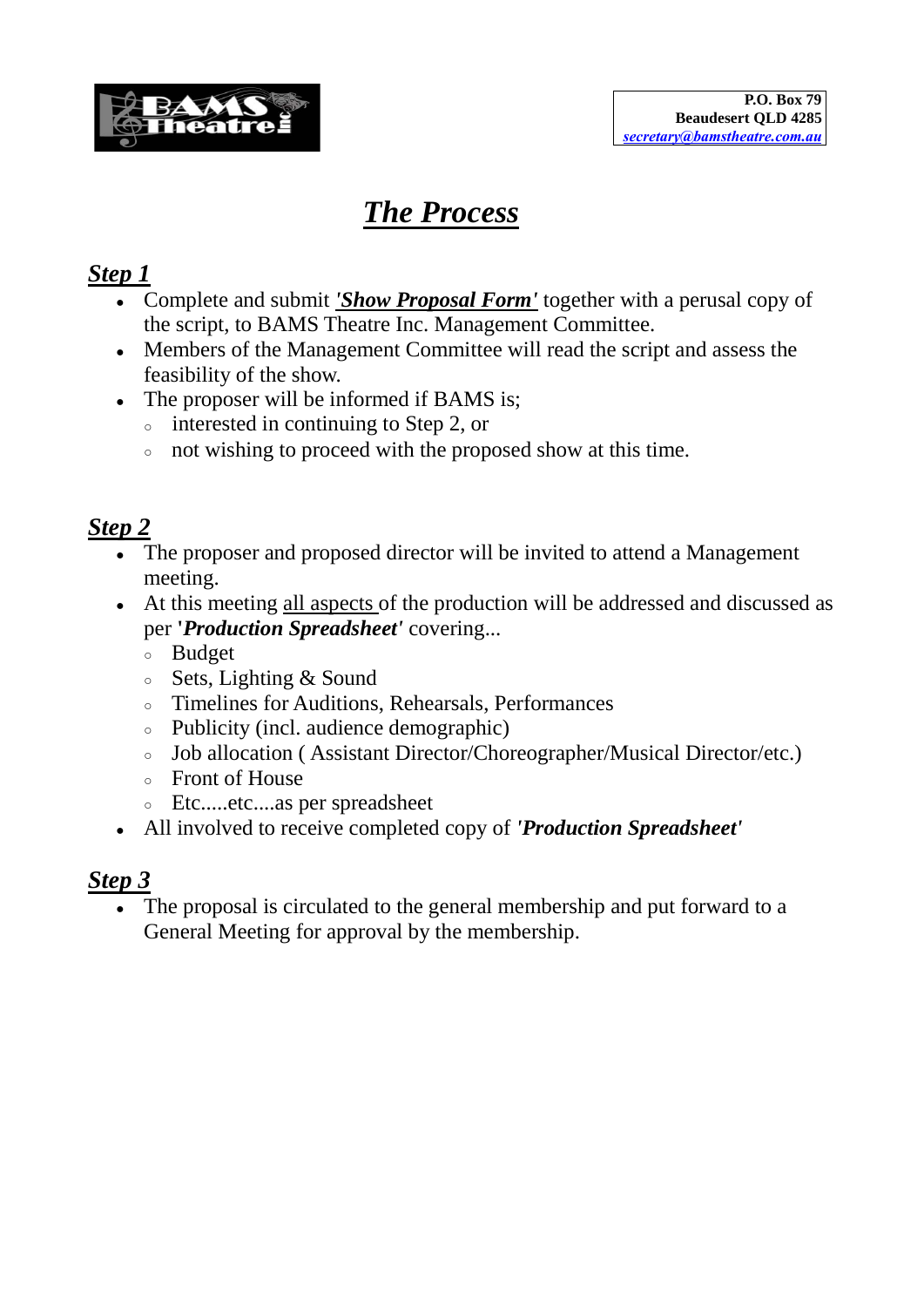P.O. Box 79
Beaudesert QLD 4285
*secretary@bamstheatre.com.au*

# *The Process*

## *Step 1*

- Complete and submit ***'Show Proposal Form'*** together with a perusal copy of the script, to BAMS Theatre Inc. Management Committee.
- Members of the Management Committee will read the script and assess the feasibility of the show.
- The proposer will be informed if BAMS is;
  - interested in continuing to Step 2, or
  - not wishing to proceed with the proposed show at this time.

## *Step 2*

- The proposer and proposed director will be invited to attend a Management meeting.
- At this meeting all aspects of the production will be addressed and discussed as per **'*Production Spreadsheet*'** covering...
  - Budget
  - Sets, Lighting & Sound
  - Timelines for Auditions, Rehearsals, Performances
  - Publicity (incl. audience demographic)
  - Job allocation ( Assistant Director/Choreographer/Musical Director/etc.)
  - Front of House
  - Etc.....etc....as per spreadsheet
- All involved to receive completed copy of ***'Production Spreadsheet'***

## *Step 3*

- The proposal is circulated to the general membership and put forward to a General Meeting for approval by the membership.